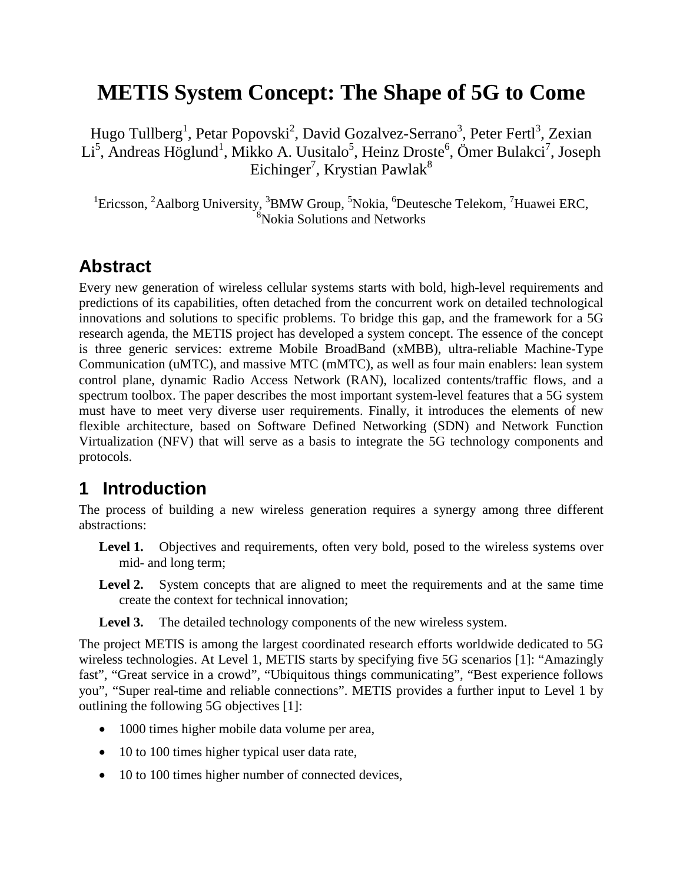# METIS System Concept: The Shape of 5G to Come

Hugo Tullberg[1], Petar Popovski[2], David Gozalvez-Serrano[3], Peter Fertl[3], Zexian Li[5], Andreas Höglund[1], Mikko A. Uusitalo[5], Heinz Droste[6], Ömer Bulakci[7], Joseph Eichinger[7], Krystian Pawlak[8]

[1]Ericsson, [2]Aalborg University, [3]BMW Group, [5]Nokia, [6]Deutesche Telekom, [7]Huawei ERC, [8]Nokia Solutions and Networks

## Abstract

Every new generation of wireless cellular systems starts with bold, high-level requirements and predictions of its capabilities, often detached from the concurrent work on detailed technological innovations and solutions to specific problems. To bridge this gap, and the framework for a 5G research agenda, the METIS project has developed a system concept. The essence of the concept is three generic services: extreme Mobile BroadBand (xMBB), ultra-reliable Machine-Type Communication (uMTC), and massive MTC (mMTC), as well as four main enablers: lean system control plane, dynamic Radio Access Network (RAN), localized contents/traffic flows, and a spectrum toolbox. The paper describes the most important system-level features that a 5G system must have to meet very diverse user requirements. Finally, it introduces the elements of new flexible architecture, based on Software Defined Networking (SDN) and Network Function Virtualization (NFV) that will serve as a basis to integrate the 5G technology components and protocols.

## 1 Introduction

The process of building a new wireless generation requires a synergy among three different abstractions:

**Level 1.** Objectives and requirements, often very bold, posed to the wireless systems over mid- and long term;

**Level 2.** System concepts that are aligned to meet the requirements and at the same time create the context for technical innovation;

**Level 3.** The detailed technology components of the new wireless system.

The project METIS is among the largest coordinated research efforts worldwide dedicated to 5G wireless technologies. At Level 1, METIS starts by specifying five 5G scenarios [1]: "Amazingly fast", "Great service in a crowd", "Ubiquitous things communicating", "Best experience follows you", "Super real-time and reliable connections". METIS provides a further input to Level 1 by outlining the following 5G objectives [1]:

- 1000 times higher mobile data volume per area,
- 10 to 100 times higher typical user data rate,
- 10 to 100 times higher number of connected devices,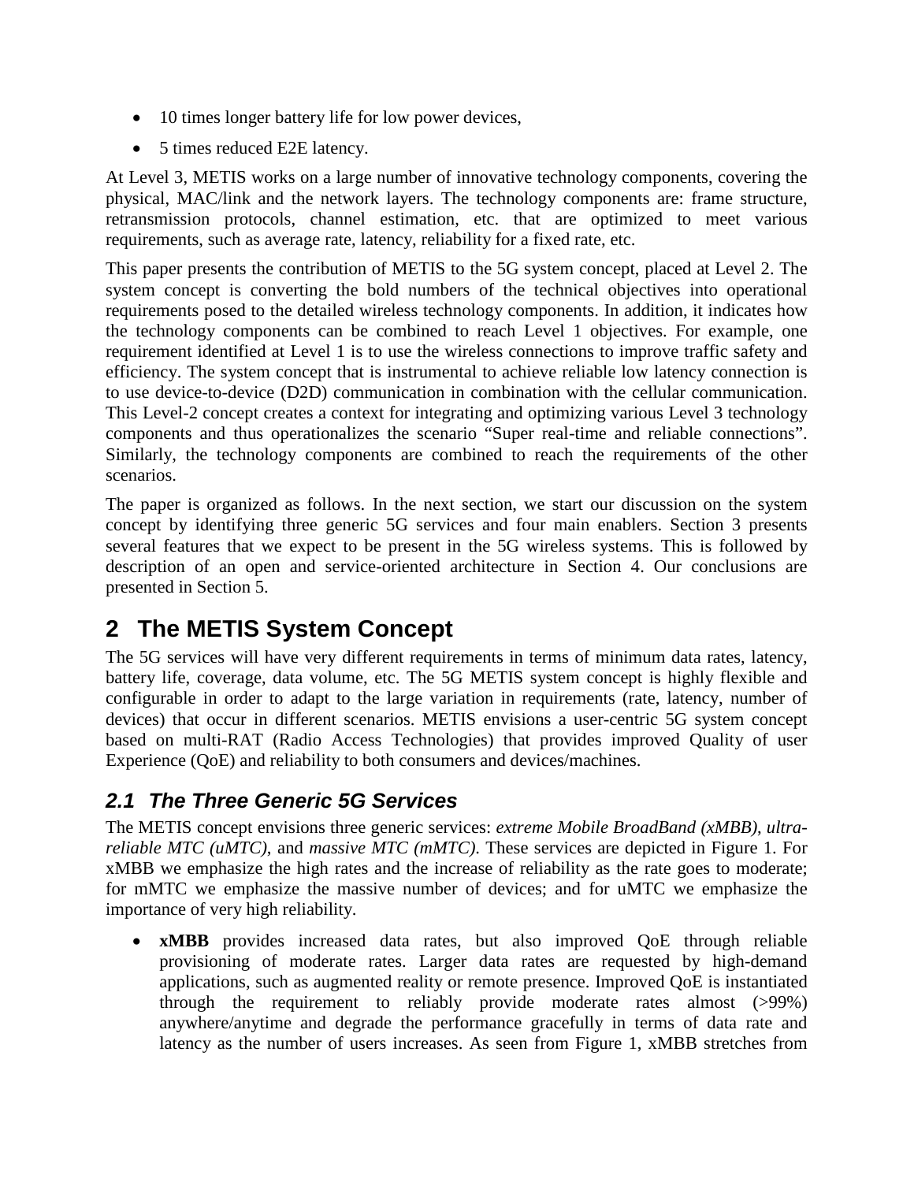- 10 times longer battery life for low power devices,
- 5 times reduced E2E latency.

At Level 3, METIS works on a large number of innovative technology components, covering the physical, MAC/link and the network layers. The technology components are: frame structure, retransmission protocols, channel estimation, etc. that are optimized to meet various requirements, such as average rate, latency, reliability for a fixed rate, etc.

This paper presents the contribution of METIS to the 5G system concept, placed at Level 2. The system concept is converting the bold numbers of the technical objectives into operational requirements posed to the detailed wireless technology components. In addition, it indicates how the technology components can be combined to reach Level 1 objectives. For example, one requirement identified at Level 1 is to use the wireless connections to improve traffic safety and efficiency. The system concept that is instrumental to achieve reliable low latency connection is to use device-to-device (D2D) communication in combination with the cellular communication. This Level-2 concept creates a context for integrating and optimizing various Level 3 technology components and thus operationalizes the scenario "Super real-time and reliable connections". Similarly, the technology components are combined to reach the requirements of the other scenarios.

The paper is organized as follows. In the next section, we start our discussion on the system concept by identifying three generic 5G services and four main enablers. Section 3 presents several features that we expect to be present in the 5G wireless systems. This is followed by description of an open and service-oriented architecture in Section 4. Our conclusions are presented in Section 5.

# 2 The METIS System Concept

The 5G services will have very different requirements in terms of minimum data rates, latency, battery life, coverage, data volume, etc. The 5G METIS system concept is highly flexible and configurable in order to adapt to the large variation in requirements (rate, latency, number of devices) that occur in different scenarios. METIS envisions a user-centric 5G system concept based on multi-RAT (Radio Access Technologies) that provides improved Quality of user Experience (QoE) and reliability to both consumers and devices/machines.

## 2.1 The Three Generic 5G Services

The METIS concept envisions three generic services: *extreme Mobile BroadBand (xMBB)*, *ultra-reliable MTC (uMTC)*, and *massive MTC (mMTC)*. These services are depicted in Figure 1. For xMBB we emphasize the high rates and the increase of reliability as the rate goes to moderate; for mMTC we emphasize the massive number of devices; and for uMTC we emphasize the importance of very high reliability.

- **xMBB** provides increased data rates, but also improved QoE through reliable provisioning of moderate rates. Larger data rates are requested by high-demand applications, such as augmented reality or remote presence. Improved QoE is instantiated through the requirement to reliably provide moderate rates almost (>99%) anywhere/anytime and degrade the performance gracefully in terms of data rate and latency as the number of users increases. As seen from Figure 1, xMBB stretches from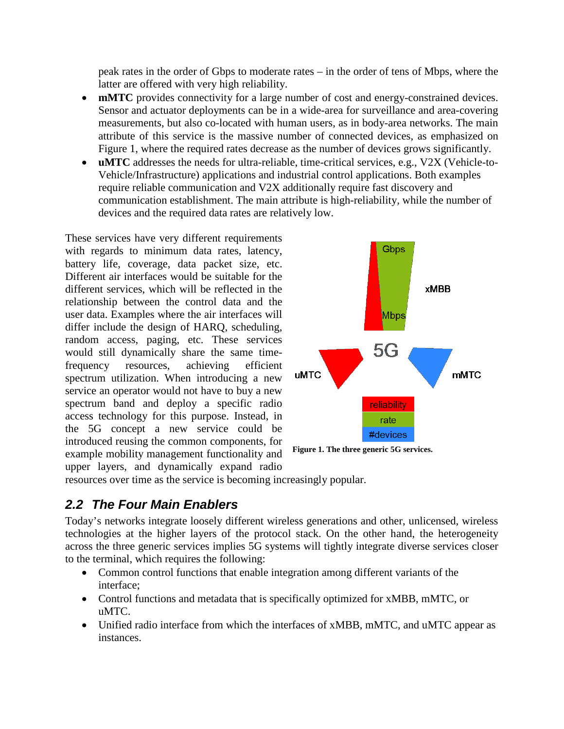peak rates in the order of Gbps to moderate rates – in the order of tens of Mbps, where the latter are offered with very high reliability.

- **mMTC** provides connectivity for a large number of cost and energy-constrained devices. Sensor and actuator deployments can be in a wide-area for surveillance and area-covering measurements, but also co-located with human users, as in body-area networks. The main attribute of this service is the massive number of connected devices, as emphasized on Figure 1, where the required rates decrease as the number of devices grows significantly.
- **uMTC** addresses the needs for ultra-reliable, time-critical services, e.g., V2X (Vehicle-to-Vehicle/Infrastructure) applications and industrial control applications. Both examples require reliable communication and V2X additionally require fast discovery and communication establishment. The main attribute is high-reliability, while the number of devices and the required data rates are relatively low.

These services have very different requirements with regards to minimum data rates, latency, battery life, coverage, data packet size, etc. Different air interfaces would be suitable for the different services, which will be reflected in the relationship between the control data and the user data. Examples where the air interfaces will differ include the design of HARQ, scheduling, random access, paging, etc. These services would still dynamically share the same time-frequency resources, achieving efficient spectrum utilization. When introducing a new service an operator would not have to buy a new spectrum band and deploy a specific radio access technology for this purpose. Instead, in the 5G concept a new service could be introduced reusing the common components, for example mobility management functionality and upper layers, and dynamically expand radio resources over time as the service is becoming increasingly popular.

**Figure 1. The three generic 5G services.**

## 2.2 The Four Main Enablers

Today's networks integrate loosely different wireless generations and other, unlicensed, wireless technologies at the higher layers of the protocol stack. On the other hand, the heterogeneity across the three generic services implies 5G systems will tightly integrate diverse services closer to the terminal, which requires the following:

- Common control functions that enable integration among different variants of the interface;
- Control functions and metadata that is specifically optimized for xMBB, mMTC, or uMTC.
- Unified radio interface from which the interfaces of xMBB, mMTC, and uMTC appear as instances.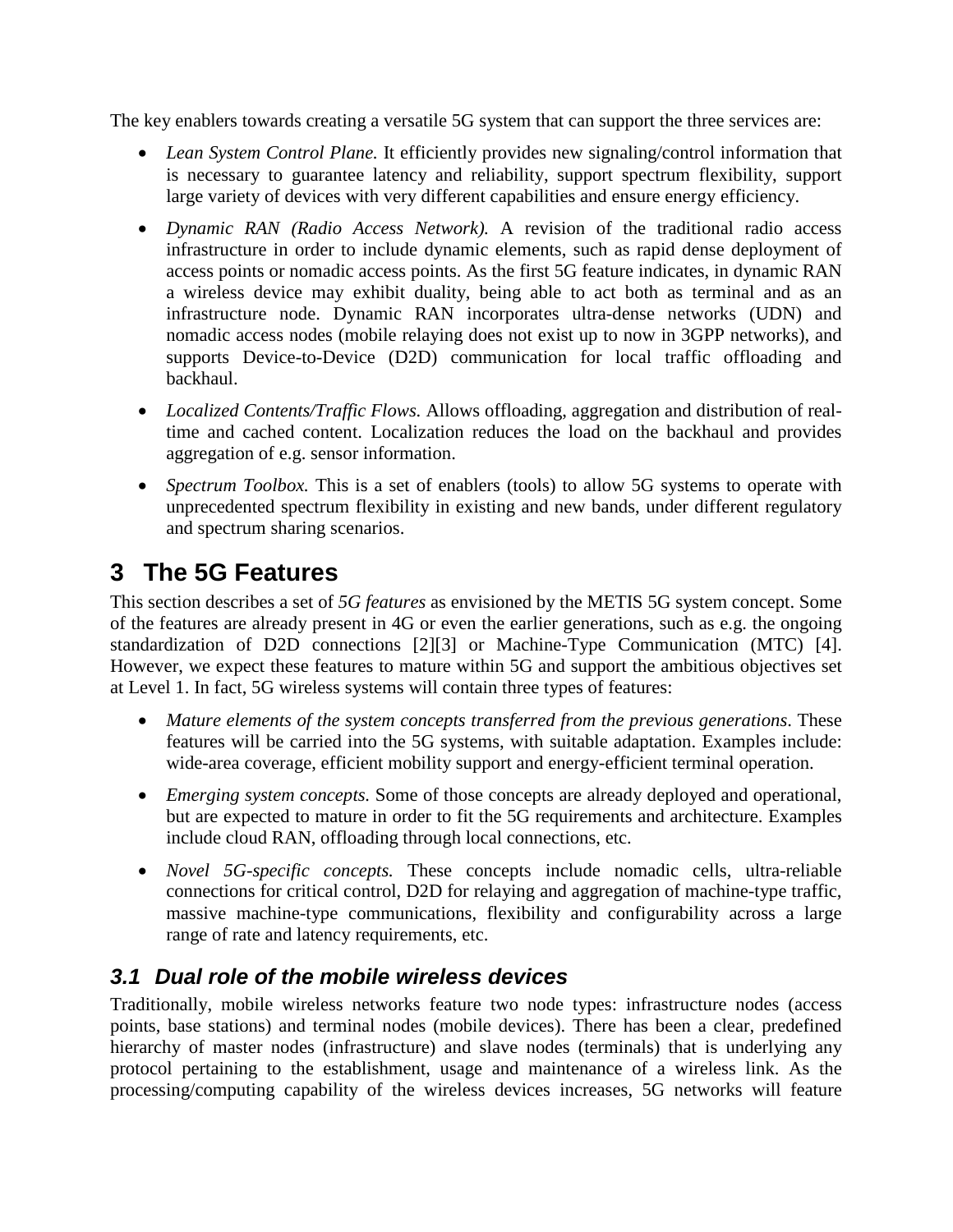The key enablers towards creating a versatile 5G system that can support the three services are:

- *Lean System Control Plane.* It efficiently provides new signaling/control information that is necessary to guarantee latency and reliability, support spectrum flexibility, support large variety of devices with very different capabilities and ensure energy efficiency.
- *Dynamic RAN (Radio Access Network).* A revision of the traditional radio access infrastructure in order to include dynamic elements, such as rapid dense deployment of access points or nomadic access points. As the first 5G feature indicates, in dynamic RAN a wireless device may exhibit duality, being able to act both as terminal and as an infrastructure node. Dynamic RAN incorporates ultra-dense networks (UDN) and nomadic access nodes (mobile relaying does not exist up to now in 3GPP networks), and supports Device-to-Device (D2D) communication for local traffic offloading and backhaul.
- *Localized Contents/Traffic Flows.* Allows offloading, aggregation and distribution of real-time and cached content. Localization reduces the load on the backhaul and provides aggregation of e.g. sensor information.
- *Spectrum Toolbox.* This is a set of enablers (tools) to allow 5G systems to operate with unprecedented spectrum flexibility in existing and new bands, under different regulatory and spectrum sharing scenarios.

# 3 The 5G Features

This section describes a set of *5G features* as envisioned by the METIS 5G system concept. Some of the features are already present in 4G or even the earlier generations, such as e.g. the ongoing standardization of D2D connections [2][3] or Machine-Type Communication (MTC) [4]. However, we expect these features to mature within 5G and support the ambitious objectives set at Level 1. In fact, 5G wireless systems will contain three types of features:

- *Mature elements of the system concepts transferred from the previous generations*. These features will be carried into the 5G systems, with suitable adaptation. Examples include: wide-area coverage, efficient mobility support and energy-efficient terminal operation.
- *Emerging system concepts.* Some of those concepts are already deployed and operational, but are expected to mature in order to fit the 5G requirements and architecture. Examples include cloud RAN, offloading through local connections, etc.
- *Novel 5G-specific concepts.* These concepts include nomadic cells, ultra-reliable connections for critical control, D2D for relaying and aggregation of machine-type traffic, massive machine-type communications, flexibility and configurability across a large range of rate and latency requirements, etc.

## 3.1 Dual role of the mobile wireless devices

Traditionally, mobile wireless networks feature two node types: infrastructure nodes (access points, base stations) and terminal nodes (mobile devices). There has been a clear, predefined hierarchy of master nodes (infrastructure) and slave nodes (terminals) that is underlying any protocol pertaining to the establishment, usage and maintenance of a wireless link. As the processing/computing capability of the wireless devices increases, 5G networks will feature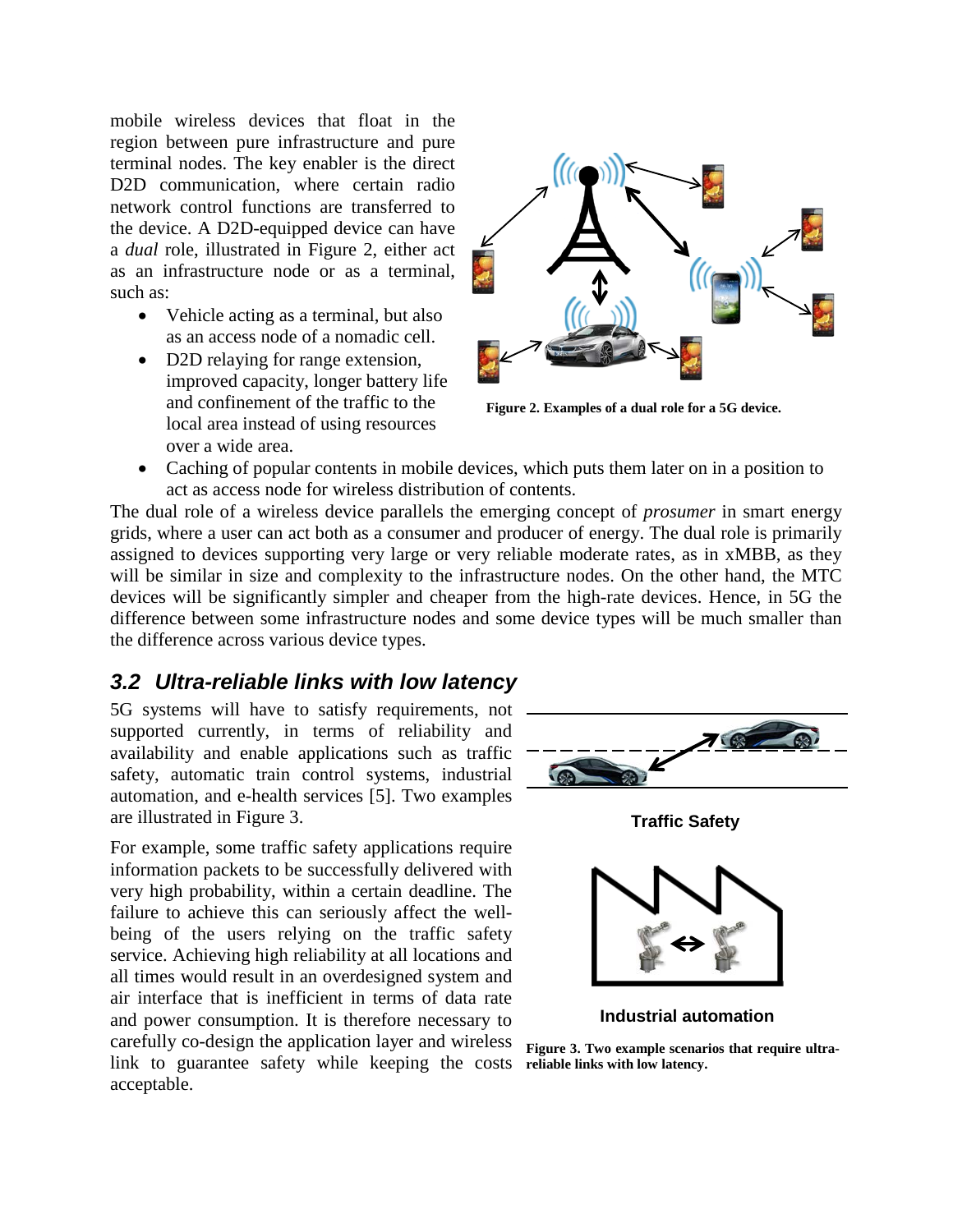mobile wireless devices that float in the region between pure infrastructure and pure terminal nodes. The key enabler is the direct D2D communication, where certain radio network control functions are transferred to the device. A D2D-equipped device can have a *dual* role, illustrated in Figure 2, either act as an infrastructure node or as a terminal, such as:

- Vehicle acting as a terminal, but also as an access node of a nomadic cell.
- D2D relaying for range extension, improved capacity, longer battery life and confinement of the traffic to the local area instead of using resources over a wide area.
- Caching of popular contents in mobile devices, which puts them later on in a position to act as access node for wireless distribution of contents.

**Figure 2. Examples of a dual role for a 5G device.**

The dual role of a wireless device parallels the emerging concept of *prosumer* in smart energy grids, where a user can act both as a consumer and producer of energy. The dual role is primarily assigned to devices supporting very large or very reliable moderate rates, as in xMBB, as they will be similar in size and complexity to the infrastructure nodes. On the other hand, the MTC devices will be significantly simpler and cheaper from the high-rate devices. Hence, in 5G the difference between some infrastructure nodes and some device types will be much smaller than the difference across various device types.

## *3.2 Ultra-reliable links with low latency*

5G systems will have to satisfy requirements, not supported currently, in terms of reliability and availability and enable applications such as traffic safety, automatic train control systems, industrial automation, and e-health services [5]. Two examples are illustrated in Figure 3.

For example, some traffic safety applications require information packets to be successfully delivered with very high probability, within a certain deadline. The failure to achieve this can seriously affect the well-being of the users relying on the traffic safety service. Achieving high reliability at all locations and all times would result in an overdesigned system and air interface that is inefficient in terms of data rate and power consumption. It is therefore necessary to carefully co-design the application layer and wireless link to guarantee safety while keeping the costs acceptable.

Traffic Safety

Industrial automation

**Figure 3. Two example scenarios that require ultra-reliable links with low latency.**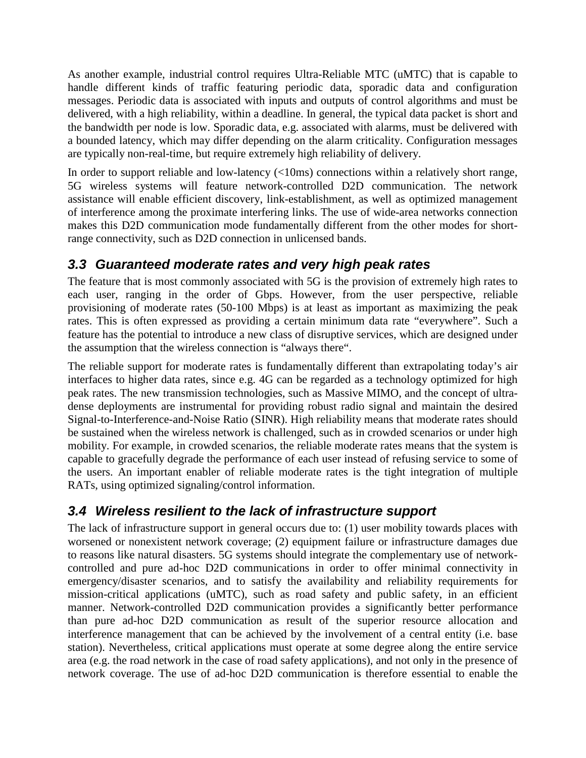As another example, industrial control requires Ultra-Reliable MTC (uMTC) that is capable to handle different kinds of traffic featuring periodic data, sporadic data and configuration messages. Periodic data is associated with inputs and outputs of control algorithms and must be delivered, with a high reliability, within a deadline. In general, the typical data packet is short and the bandwidth per node is low. Sporadic data, e.g. associated with alarms, must be delivered with a bounded latency, which may differ depending on the alarm criticality. Configuration messages are typically non-real-time, but require extremely high reliability of delivery.

In order to support reliable and low-latency (<10ms) connections within a relatively short range, 5G wireless systems will feature network-controlled D2D communication. The network assistance will enable efficient discovery, link-establishment, as well as optimized management of interference among the proximate interfering links. The use of wide-area networks connection makes this D2D communication mode fundamentally different from the other modes for short-range connectivity, such as D2D connection in unlicensed bands.

## *3.3 Guaranteed moderate rates and very high peak rates*

The feature that is most commonly associated with 5G is the provision of extremely high rates to each user, ranging in the order of Gbps. However, from the user perspective, reliable provisioning of moderate rates (50-100 Mbps) is at least as important as maximizing the peak rates. This is often expressed as providing a certain minimum data rate "everywhere". Such a feature has the potential to introduce a new class of disruptive services, which are designed under the assumption that the wireless connection is "always there".

The reliable support for moderate rates is fundamentally different than extrapolating today's air interfaces to higher data rates, since e.g. 4G can be regarded as a technology optimized for high peak rates. The new transmission technologies, such as Massive MIMO, and the concept of ultra-dense deployments are instrumental for providing robust radio signal and maintain the desired Signal-to-Interference-and-Noise Ratio (SINR). High reliability means that moderate rates should be sustained when the wireless network is challenged, such as in crowded scenarios or under high mobility. For example, in crowded scenarios, the reliable moderate rates means that the system is capable to gracefully degrade the performance of each user instead of refusing service to some of the users. An important enabler of reliable moderate rates is the tight integration of multiple RATs, using optimized signaling/control information.

## *3.4 Wireless resilient to the lack of infrastructure support*

The lack of infrastructure support in general occurs due to: (1) user mobility towards places with worsened or nonexistent network coverage; (2) equipment failure or infrastructure damages due to reasons like natural disasters. 5G systems should integrate the complementary use of network-controlled and pure ad-hoc D2D communications in order to offer minimal connectivity in emergency/disaster scenarios, and to satisfy the availability and reliability requirements for mission-critical applications (uMTC), such as road safety and public safety, in an efficient manner. Network-controlled D2D communication provides a significantly better performance than pure ad-hoc D2D communication as result of the superior resource allocation and interference management that can be achieved by the involvement of a central entity (i.e. base station). Nevertheless, critical applications must operate at some degree along the entire service area (e.g. the road network in the case of road safety applications), and not only in the presence of network coverage. The use of ad-hoc D2D communication is therefore essential to enable the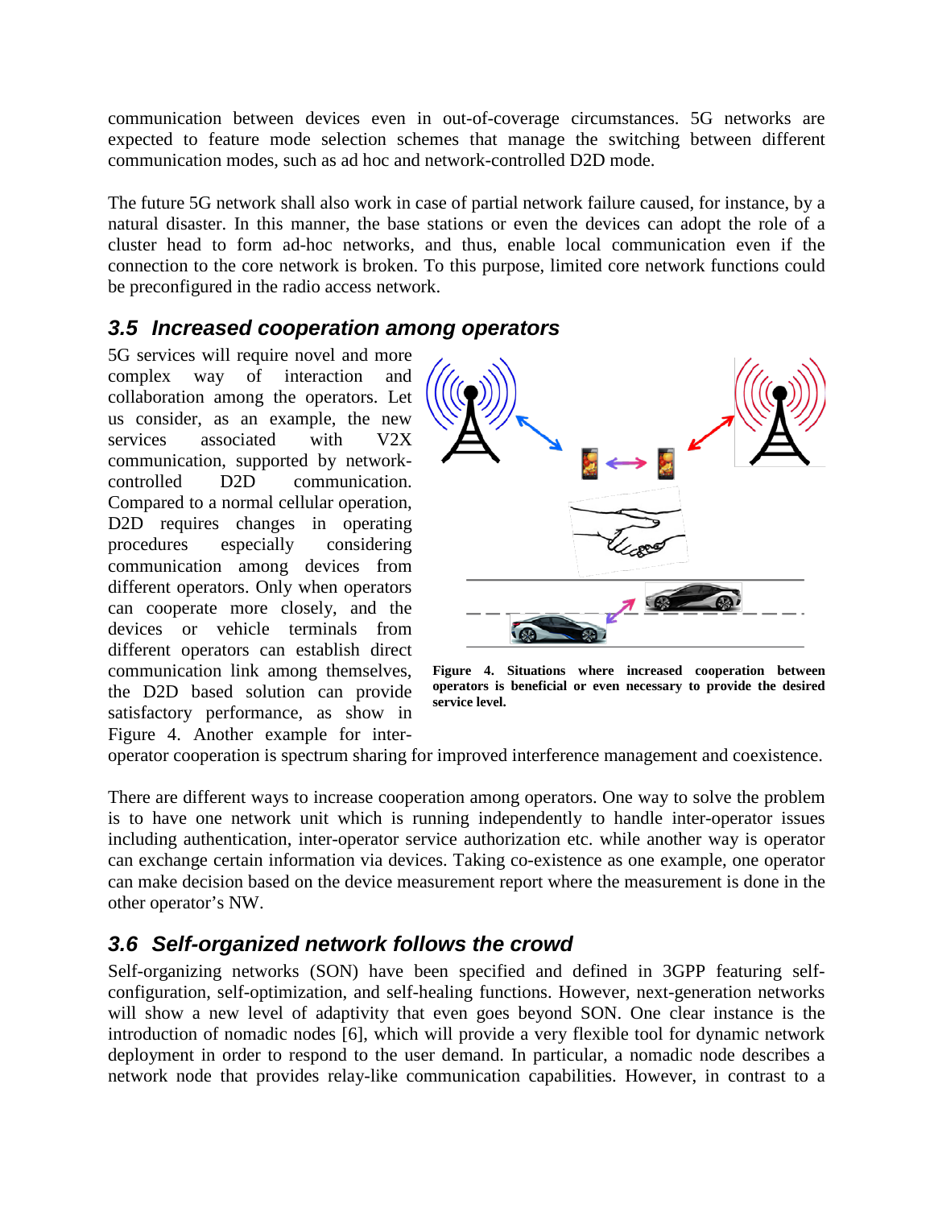communication between devices even in out-of-coverage circumstances. 5G networks are expected to feature mode selection schemes that manage the switching between different communication modes, such as ad hoc and network-controlled D2D mode.

The future 5G network shall also work in case of partial network failure caused, for instance, by a natural disaster. In this manner, the base stations or even the devices can adopt the role of a cluster head to form ad-hoc networks, and thus, enable local communication even if the connection to the core network is broken. To this purpose, limited core network functions could be preconfigured in the radio access network.

## *3.5 Increased cooperation among operators*

5G services will require novel and more complex way of interaction and collaboration among the operators. Let us consider, as an example, the new services associated with V2X communication, supported by network-controlled D2D communication. Compared to a normal cellular operation, D2D requires changes in operating procedures especially considering communication among devices from different operators. Only when operators can cooperate more closely, and the devices or vehicle terminals from different operators can establish direct communication link among themselves, the D2D based solution can provide satisfactory performance, as show in Figure 4. Another example for inter-operator cooperation is spectrum sharing for improved interference management and coexistence.

**Figure 4. Situations where increased cooperation between operators is beneficial or even necessary to provide the desired service level.**

There are different ways to increase cooperation among operators. One way to solve the problem is to have one network unit which is running independently to handle inter-operator issues including authentication, inter-operator service authorization etc. while another way is operator can exchange certain information via devices. Taking co-existence as one example, one operator can make decision based on the device measurement report where the measurement is done in the other operator's NW.

## *3.6 Self-organized network follows the crowd*

Self-organizing networks (SON) have been specified and defined in 3GPP featuring self-configuration, self-optimization, and self-healing functions. However, next-generation networks will show a new level of adaptivity that even goes beyond SON. One clear instance is the introduction of nomadic nodes [6], which will provide a very flexible tool for dynamic network deployment in order to respond to the user demand. In particular, a nomadic node describes a network node that provides relay-like communication capabilities. However, in contrast to a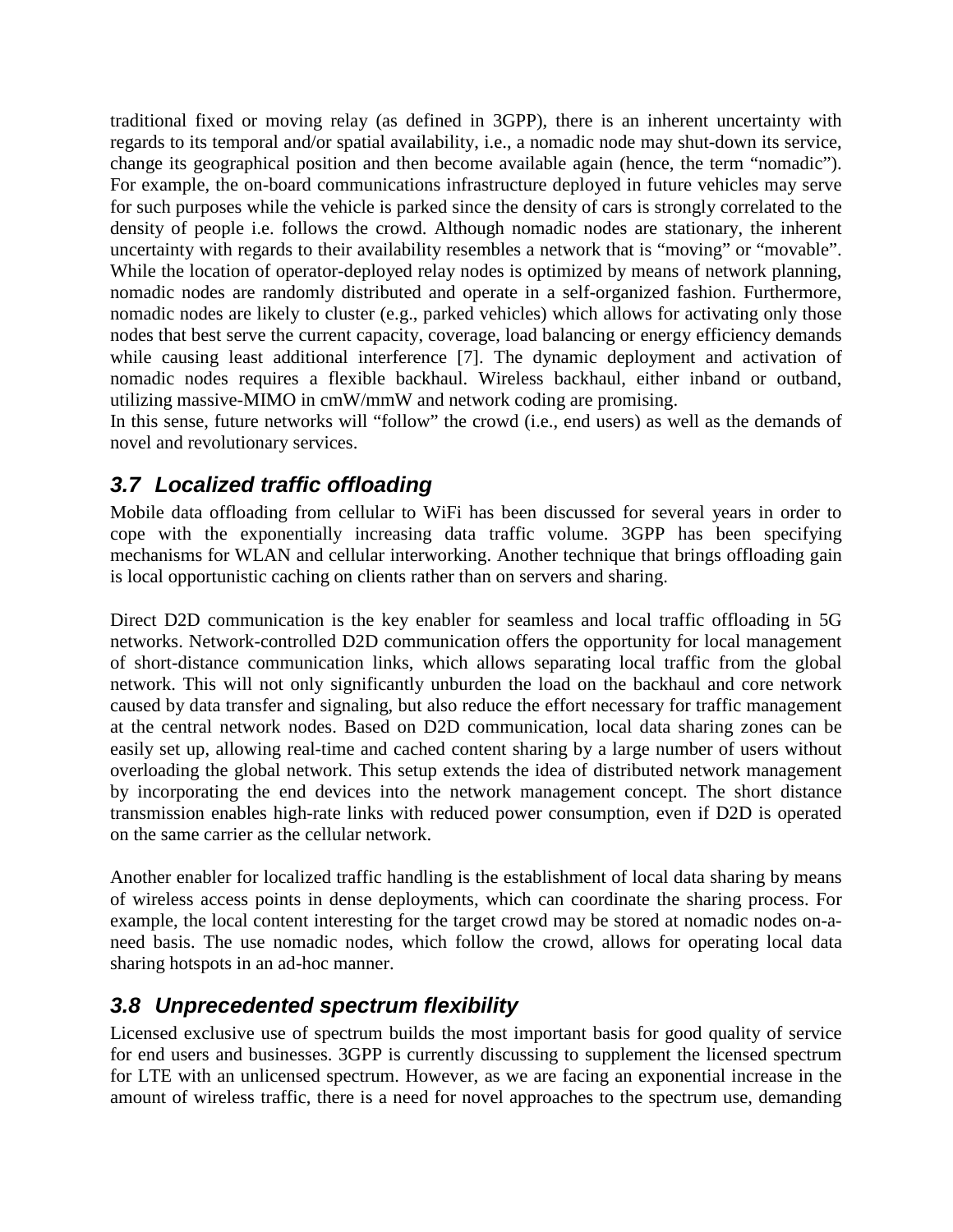traditional fixed or moving relay (as defined in 3GPP), there is an inherent uncertainty with regards to its temporal and/or spatial availability, i.e., a nomadic node may shut-down its service, change its geographical position and then become available again (hence, the term "nomadic"). For example, the on-board communications infrastructure deployed in future vehicles may serve for such purposes while the vehicle is parked since the density of cars is strongly correlated to the density of people i.e. follows the crowd. Although nomadic nodes are stationary, the inherent uncertainty with regards to their availability resembles a network that is "moving" or "movable". While the location of operator-deployed relay nodes is optimized by means of network planning, nomadic nodes are randomly distributed and operate in a self-organized fashion. Furthermore, nomadic nodes are likely to cluster (e.g., parked vehicles) which allows for activating only those nodes that best serve the current capacity, coverage, load balancing or energy efficiency demands while causing least additional interference [7]. The dynamic deployment and activation of nomadic nodes requires a flexible backhaul. Wireless backhaul, either inband or outband, utilizing massive-MIMO in cmW/mmW and network coding are promising.
In this sense, future networks will "follow" the crowd (i.e., end users) as well as the demands of novel and revolutionary services.

## 3.7 Localized traffic offloading

Mobile data offloading from cellular to WiFi has been discussed for several years in order to cope with the exponentially increasing data traffic volume. 3GPP has been specifying mechanisms for WLAN and cellular interworking. Another technique that brings offloading gain is local opportunistic caching on clients rather than on servers and sharing.

Direct D2D communication is the key enabler for seamless and local traffic offloading in 5G networks. Network-controlled D2D communication offers the opportunity for local management of short-distance communication links, which allows separating local traffic from the global network. This will not only significantly unburden the load on the backhaul and core network caused by data transfer and signaling, but also reduce the effort necessary for traffic management at the central network nodes. Based on D2D communication, local data sharing zones can be easily set up, allowing real-time and cached content sharing by a large number of users without overloading the global network. This setup extends the idea of distributed network management by incorporating the end devices into the network management concept. The short distance transmission enables high-rate links with reduced power consumption, even if D2D is operated on the same carrier as the cellular network.

Another enabler for localized traffic handling is the establishment of local data sharing by means of wireless access points in dense deployments, which can coordinate the sharing process. For example, the local content interesting for the target crowd may be stored at nomadic nodes on-a-need basis. The use nomadic nodes, which follow the crowd, allows for operating local data sharing hotspots in an ad-hoc manner.

## 3.8 Unprecedented spectrum flexibility

Licensed exclusive use of spectrum builds the most important basis for good quality of service for end users and businesses. 3GPP is currently discussing to supplement the licensed spectrum for LTE with an unlicensed spectrum. However, as we are facing an exponential increase in the amount of wireless traffic, there is a need for novel approaches to the spectrum use, demanding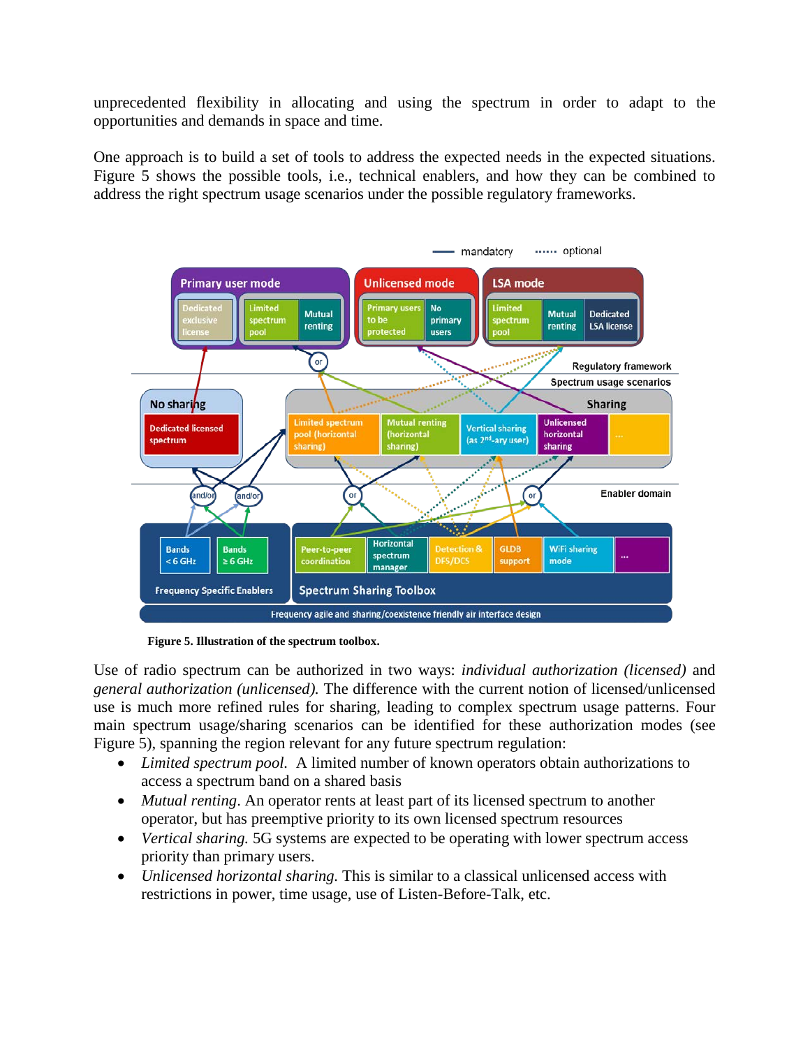unprecedented flexibility in allocating and using the spectrum in order to adapt to the opportunities and demands in space and time.

One approach is to build a set of tools to address the expected needs in the expected situations. Figure 5 shows the possible tools, i.e., technical enablers, and how they can be combined to address the right spectrum usage scenarios under the possible regulatory frameworks.

**Figure 5. Illustration of the spectrum toolbox.**

Use of radio spectrum can be authorized in two ways: *individual authorization (licensed)* and *general authorization (unlicensed).* The difference with the current notion of licensed/unlicensed use is much more refined rules for sharing, leading to complex spectrum usage patterns. Four main spectrum usage/sharing scenarios can be identified for these authorization modes (see Figure 5), spanning the region relevant for any future spectrum regulation:

- *Limited spectrum pool.* A limited number of known operators obtain authorizations to access a spectrum band on a shared basis
- *Mutual renting*. An operator rents at least part of its licensed spectrum to another operator, but has preemptive priority to its own licensed spectrum resources
- *Vertical sharing.* 5G systems are expected to be operating with lower spectrum access priority than primary users.
- *Unlicensed horizontal sharing.* This is similar to a classical unlicensed access with restrictions in power, time usage, use of Listen-Before-Talk, etc.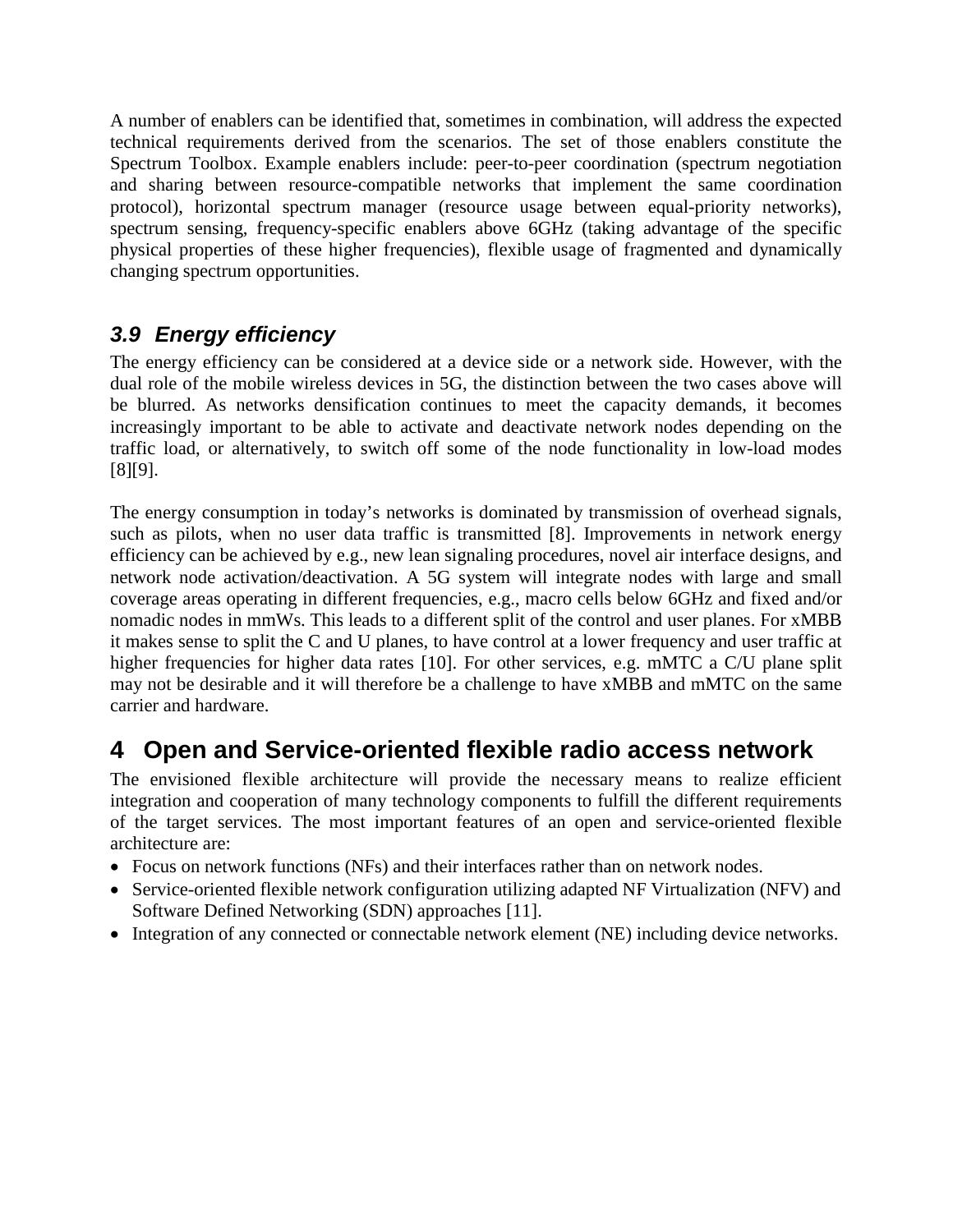A number of enablers can be identified that, sometimes in combination, will address the expected technical requirements derived from the scenarios. The set of those enablers constitute the Spectrum Toolbox. Example enablers include: peer-to-peer coordination (spectrum negotiation and sharing between resource-compatible networks that implement the same coordination protocol), horizontal spectrum manager (resource usage between equal-priority networks), spectrum sensing, frequency-specific enablers above 6GHz (taking advantage of the specific physical properties of these higher frequencies), flexible usage of fragmented and dynamically changing spectrum opportunities.

### *3.9 Energy efficiency*

The energy efficiency can be considered at a device side or a network side. However, with the dual role of the mobile wireless devices in 5G, the distinction between the two cases above will be blurred. As networks densification continues to meet the capacity demands, it becomes increasingly important to be able to activate and deactivate network nodes depending on the traffic load, or alternatively, to switch off some of the node functionality in low-load modes [8][9].

The energy consumption in today's networks is dominated by transmission of overhead signals, such as pilots, when no user data traffic is transmitted [8]. Improvements in network energy efficiency can be achieved by e.g., new lean signaling procedures, novel air interface designs, and network node activation/deactivation. A 5G system will integrate nodes with large and small coverage areas operating in different frequencies, e.g., macro cells below 6GHz and fixed and/or nomadic nodes in mmWs. This leads to a different split of the control and user planes. For xMBB it makes sense to split the C and U planes, to have control at a lower frequency and user traffic at higher frequencies for higher data rates [10]. For other services, e.g. mMTC a C/U plane split may not be desirable and it will therefore be a challenge to have xMBB and mMTC on the same carrier and hardware.

## 4 Open and Service-oriented flexible radio access network

The envisioned flexible architecture will provide the necessary means to realize efficient integration and cooperation of many technology components to fulfill the different requirements of the target services. The most important features of an open and service-oriented flexible architecture are:

- Focus on network functions (NFs) and their interfaces rather than on network nodes.
- Service-oriented flexible network configuration utilizing adapted NF Virtualization (NFV) and Software Defined Networking (SDN) approaches [11].
- Integration of any connected or connectable network element (NE) including device networks.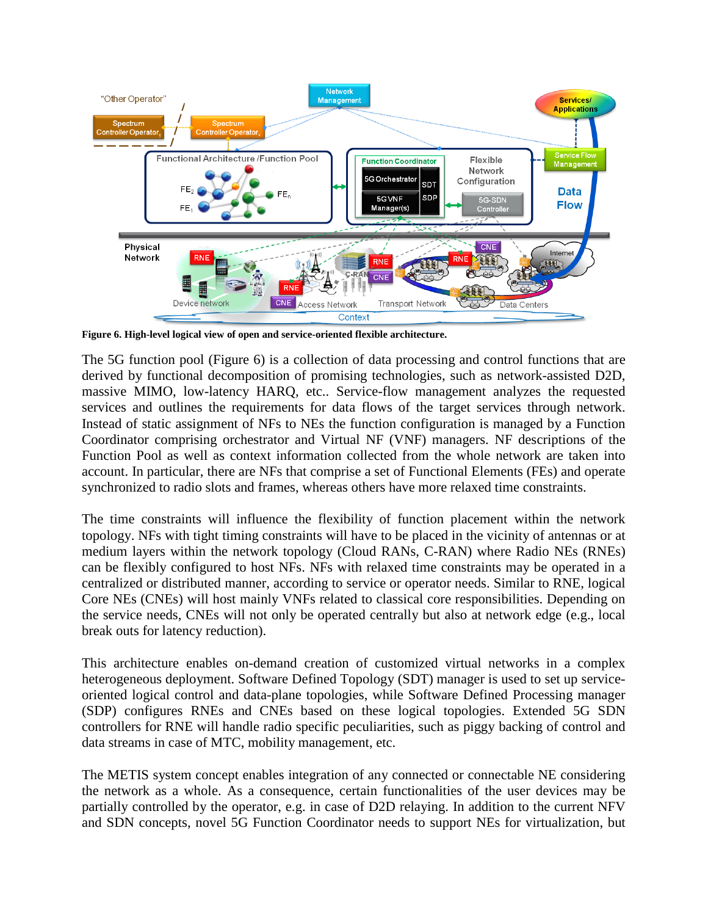**Figure 6. High-level logical view of open and service-oriented flexible architecture.**

The 5G function pool (Figure 6) is a collection of data processing and control functions that are derived by functional decomposition of promising technologies, such as network-assisted D2D, massive MIMO, low-latency HARQ, etc.. Service-flow management analyzes the requested services and outlines the requirements for data flows of the target services through network. Instead of static assignment of NFs to NEs the function configuration is managed by a Function Coordinator comprising orchestrator and Virtual NF (VNF) managers. NF descriptions of the Function Pool as well as context information collected from the whole network are taken into account. In particular, there are NFs that comprise a set of Functional Elements (FEs) and operate synchronized to radio slots and frames, whereas others have more relaxed time constraints.

The time constraints will influence the flexibility of function placement within the network topology. NFs with tight timing constraints will have to be placed in the vicinity of antennas or at medium layers within the network topology (Cloud RANs, C-RAN) where Radio NEs (RNEs) can be flexibly configured to host NFs. NFs with relaxed time constraints may be operated in a centralized or distributed manner, according to service or operator needs. Similar to RNE, logical Core NEs (CNEs) will host mainly VNFs related to classical core responsibilities. Depending on the service needs, CNEs will not only be operated centrally but also at network edge (e.g., local break outs for latency reduction).

This architecture enables on-demand creation of customized virtual networks in a complex heterogeneous deployment. Software Defined Topology (SDT) manager is used to set up service-oriented logical control and data-plane topologies, while Software Defined Processing manager (SDP) configures RNEs and CNEs based on these logical topologies. Extended 5G SDN controllers for RNE will handle radio specific peculiarities, such as piggy backing of control and data streams in case of MTC, mobility management, etc.

The METIS system concept enables integration of any connected or connectable NE considering the network as a whole. As a consequence, certain functionalities of the user devices may be partially controlled by the operator, e.g. in case of D2D relaying. In addition to the current NFV and SDN concepts, novel 5G Function Coordinator needs to support NEs for virtualization, but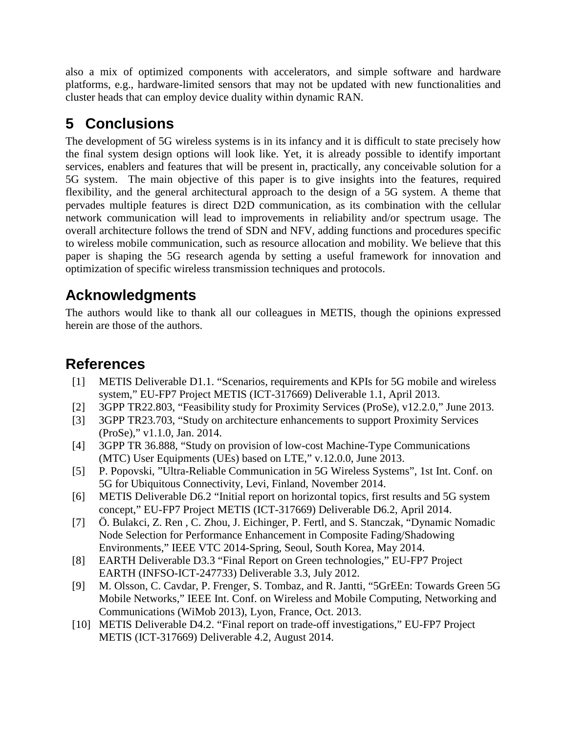also a mix of optimized components with accelerators, and simple software and hardware platforms, e.g., hardware-limited sensors that may not be updated with new functionalities and cluster heads that can employ device duality within dynamic RAN.

# 5 Conclusions

The development of 5G wireless systems is in its infancy and it is difficult to state precisely how the final system design options will look like. Yet, it is already possible to identify important services, enablers and features that will be present in, practically, any conceivable solution for a 5G system. The main objective of this paper is to give insights into the features, required flexibility, and the general architectural approach to the design of a 5G system. A theme that pervades multiple features is direct D2D communication, as its combination with the cellular network communication will lead to improvements in reliability and/or spectrum usage. The overall architecture follows the trend of SDN and NFV, adding functions and procedures specific to wireless mobile communication, such as resource allocation and mobility. We believe that this paper is shaping the 5G research agenda by setting a useful framework for innovation and optimization of specific wireless transmission techniques and protocols.

# Acknowledgments

The authors would like to thank all our colleagues in METIS, though the opinions expressed herein are those of the authors.

# References

[1] METIS Deliverable D1.1. “Scenarios, requirements and KPIs for 5G mobile and wireless system,” EU-FP7 Project METIS (ICT-317669) Deliverable 1.1, April 2013.

[2] 3GPP TR22.803, “Feasibility study for Proximity Services (ProSe), v12.2.0,” June 2013.

[3] 3GPP TR23.703, “Study on architecture enhancements to support Proximity Services (ProSe),” v1.1.0, Jan. 2014.

[4] 3GPP TR 36.888, “Study on provision of low-cost Machine-Type Communications (MTC) User Equipments (UEs) based on LTE,” v.12.0.0, June 2013.

[5] P. Popovski, ”Ultra-Reliable Communication in 5G Wireless Systems”, 1st Int. Conf. on 5G for Ubiquitous Connectivity, Levi, Finland, November 2014.

[6] METIS Deliverable D6.2 “Initial report on horizontal topics, first results and 5G system concept,” EU-FP7 Project METIS (ICT-317669) Deliverable D6.2, April 2014.

[7] Ö. Bulakci, Z. Ren , C. Zhou, J. Eichinger, P. Fertl, and S. Stanczak, “Dynamic Nomadic Node Selection for Performance Enhancement in Composite Fading/Shadowing Environments,” IEEE VTC 2014-Spring, Seoul, South Korea, May 2014.

[8] EARTH Deliverable D3.3 “Final Report on Green technologies,” EU-FP7 Project EARTH (INFSO-ICT-247733) Deliverable 3.3, July 2012.

[9] M. Olsson, C. Cavdar, P. Frenger, S. Tombaz, and R. Jantti, “5GrEEn: Towards Green 5G Mobile Networks,” IEEE Int. Conf. on Wireless and Mobile Computing, Networking and Communications (WiMob 2013), Lyon, France, Oct. 2013.

[10] METIS Deliverable D4.2. “Final report on trade-off investigations,” EU-FP7 Project METIS (ICT-317669) Deliverable 4.2, August 2014.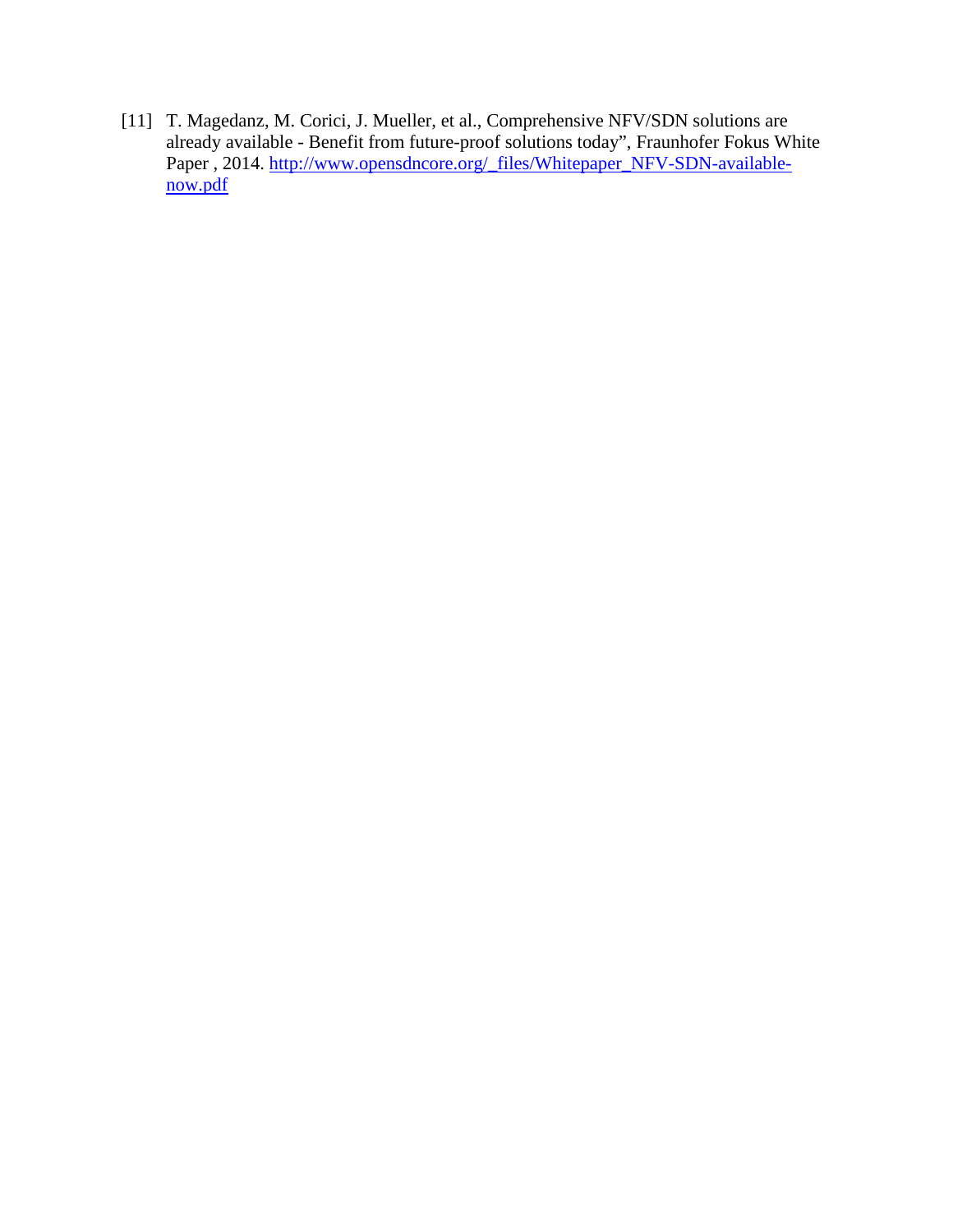[11] T. Magedanz, M. Corici, J. Mueller, et al., Comprehensive NFV/SDN solutions are already available - Benefit from future-proof solutions today", Fraunhofer Fokus White Paper , 2014. http://www.opensdncore.org/_files/Whitepaper_NFV-SDN-available-now.pdf